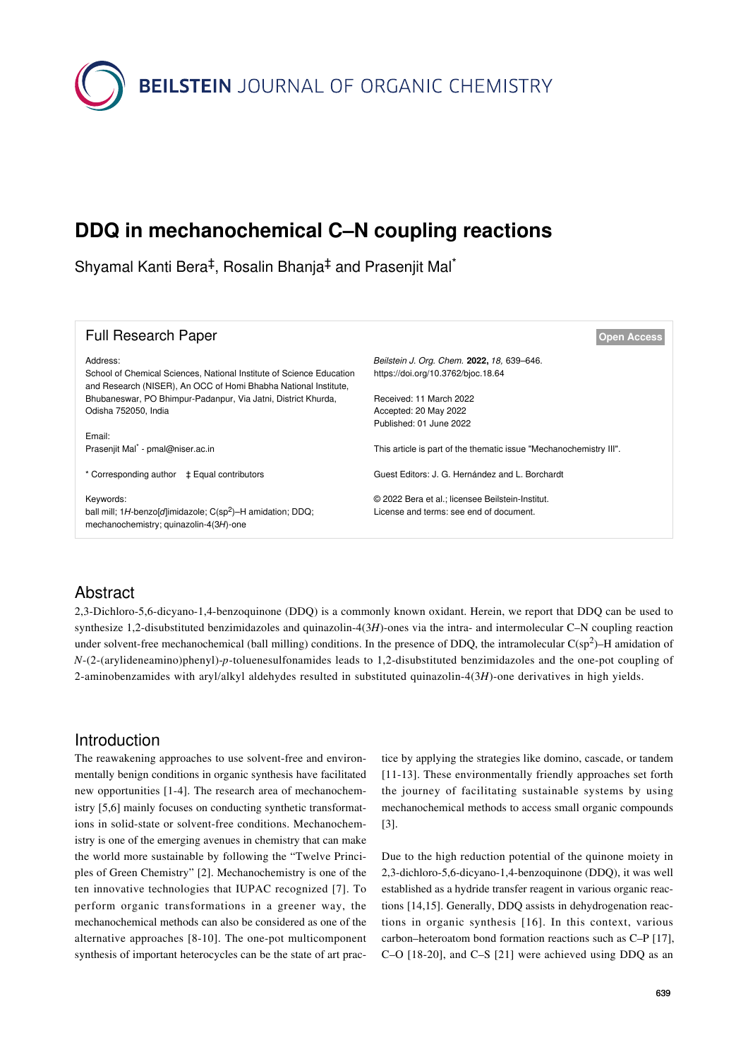# DDQ in mechanochemical C–N coupling reactions

Shyamal Kanti Bera[‡], Rosalin Bhanja[‡] and Prasenjit Mal[*]

**Full Research Paper** — Open Access

Address:
School of Chemical Sciences, National Institute of Science Education and Research (NISER), An OCC of Homi Bhabha National Institute, Bhubaneswar, PO Bhimpur-Padanpur, Via Jatni, District Khurda, Odisha 752050, India

Email:
Prasenjit Mal[*] - pmal@niser.ac.in

\* Corresponding author ‡ Equal contributors

Keywords:
ball mill; 1*H*-benzo[*d*]imidazole; C(sp$^2$)–H amidation; DDQ; mechanochemistry; quinazolin-4(3*H*)-one

*Beilstein J. Org. Chem.* **2022,** *18,* 639–646.
https://doi.org/10.3762/bjoc.18.64

Received: 11 March 2022
Accepted: 20 May 2022
Published: 01 June 2022

This article is part of the thematic issue "Mechanochemistry III".

Guest Editors: J. G. Hernández and L. Borchardt

© 2022 Bera et al.; licensee Beilstein-Institut.
License and terms: see end of document.

## Abstract

2,3-Dichloro-5,6-dicyano-1,4-benzoquinone (DDQ) is a commonly known oxidant. Herein, we report that DDQ can be used to synthesize 1,2-disubstituted benzimidazoles and quinazolin-4(3*H*)-ones via the intra- and intermolecular C–N coupling reaction under solvent-free mechanochemical (ball milling) conditions. In the presence of DDQ, the intramolecular C(sp$^2$)–H amidation of *N*-(2-(arylideneamino)phenyl)-*p*-toluenesulfonamides leads to 1,2-disubstituted benzimidazoles and the one-pot coupling of 2-aminobenzamides with aryl/alkyl aldehydes resulted in substituted quinazolin-4(3*H*)-one derivatives in high yields.

## Introduction

The reawakening approaches to use solvent-free and environmentally benign conditions in organic synthesis have facilitated new opportunities [1-4]. The research area of mechanochemistry [5,6] mainly focuses on conducting synthetic transformations in solid-state or solvent-free conditions. Mechanochemistry is one of the emerging avenues in chemistry that can make the world more sustainable by following the "Twelve Principles of Green Chemistry" [2]. Mechanochemistry is one of the ten innovative technologies that IUPAC recognized [7]. To perform organic transformations in a greener way, the mechanochemical methods can also be considered as one of the alternative approaches [8-10]. The one-pot multicomponent synthesis of important heterocycles can be the state of art practice by applying the strategies like domino, cascade, or tandem [11-13]. These environmentally friendly approaches set forth the journey of facilitating sustainable systems by using mechanochemical methods to access small organic compounds [3].

Due to the high reduction potential of the quinone moiety in 2,3-dichloro-5,6-dicyano-1,4-benzoquinone (DDQ), it was well established as a hydride transfer reagent in various organic reactions [14,15]. Generally, DDQ assists in dehydrogenation reactions in organic synthesis [16]. In this context, various carbon–heteroatom bond formation reactions such as C–P [17], C–O [18-20], and C–S [21] were achieved using DDQ as an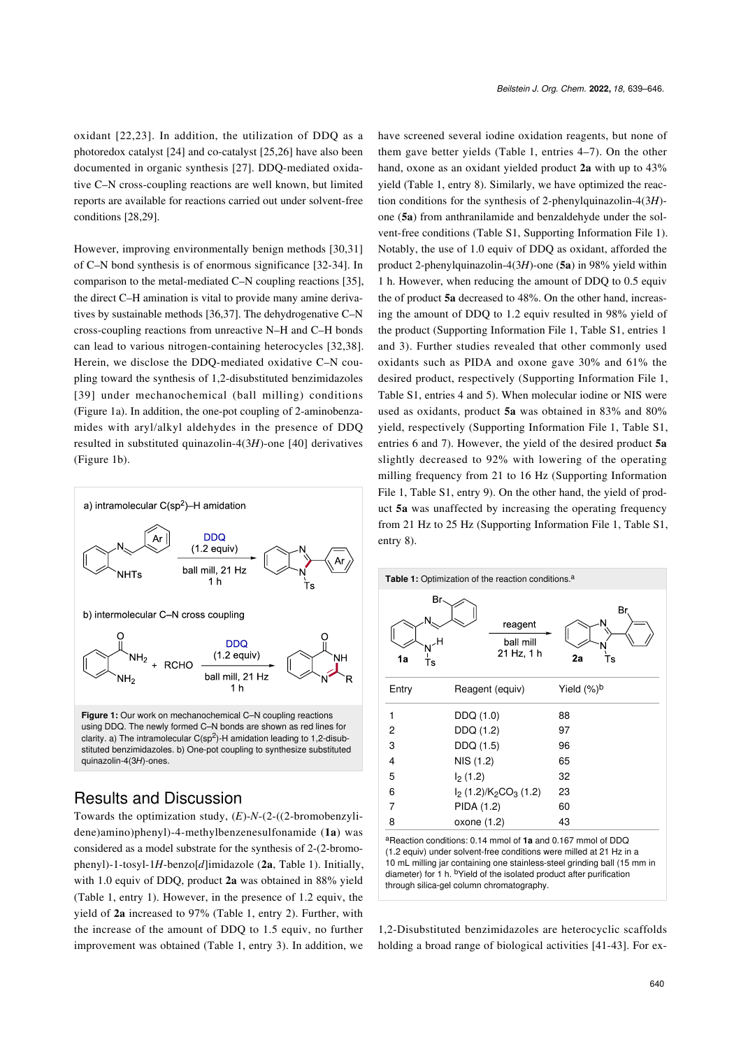oxidant [22,23]. In addition, the utilization of DDQ as a photoredox catalyst [24] and co-catalyst [25,26] have also been documented in organic synthesis [27]. DDQ-mediated oxidative C–N cross-coupling reactions are well known, but limited reports are available for reactions carried out under solvent-free conditions [28,29].

However, improving environmentally benign methods [30,31] of C–N bond synthesis is of enormous significance [32-34]. In comparison to the metal-mediated C–N coupling reactions [35], the direct C–H amination is vital to provide many amine derivatives by sustainable methods [36,37]. The dehydrogenative C–N cross-coupling reactions from unreactive N–H and C–H bonds can lead to various nitrogen-containing heterocycles [32,38]. Herein, we disclose the DDQ-mediated oxidative C–N coupling toward the synthesis of 1,2-disubstituted benzimidazoles [39] under mechanochemical (ball milling) conditions (Figure 1a). In addition, the one-pot coupling of 2-aminobenzamides with aryl/alkyl aldehydes in the presence of DDQ resulted in substituted quinazolin-4(3*H*)-one [40] derivatives (Figure 1b).

**Figure 1:** Our work on mechanochemical C–N coupling reactions using DDQ. The newly formed C–N bonds are shown as red lines for clarity. a) The intramolecular C(sp$^2$)-H amidation leading to 1,2-disubstituted benzimidazoles. b) One-pot coupling to synthesize substituted quinazolin-4(3*H*)-ones.

## Results and Discussion

Towards the optimization study, (*E*)-*N*-(2-((2-bromobenzylidene)amino)phenyl)-4-methylbenzenesulfonamide (**1a**) was considered as a model substrate for the synthesis of 2-(2-bromophenyl)-1-tosyl-1*H*-benzo[*d*]imidazole (**2a**, Table 1). Initially, with 1.0 equiv of DDQ, product **2a** was obtained in 88% yield (Table 1, entry 1). However, in the presence of 1.2 equiv, the yield of **2a** increased to 97% (Table 1, entry 2). Further, with the increase of the amount of DDQ to 1.5 equiv, no further improvement was obtained (Table 1, entry 3). In addition, we have screened several iodine oxidation reagents, but none of them gave better yields (Table 1, entries 4–7). On the other hand, oxone as an oxidant yielded product **2a** with up to 43% yield (Table 1, entry 8). Similarly, we have optimized the reaction conditions for the synthesis of 2-phenylquinazolin-4(3*H*)-one (**5a**) from anthranilamide and benzaldehyde under the solvent-free conditions (Table S1, Supporting Information File 1). Notably, the use of 1.0 equiv of DDQ as oxidant, afforded the product 2-phenylquinazolin-4(3*H*)-one (**5a**) in 98% yield within 1 h. However, when reducing the amount of DDQ to 0.5 equiv the of product **5a** decreased to 48%. On the other hand, increasing the amount of DDQ to 1.2 equiv resulted in 98% yield of the product (Supporting Information File 1, Table S1, entries 1 and 3). Further studies revealed that other commonly used oxidants such as PIDA and oxone gave 30% and 61% the desired product, respectively (Supporting Information File 1, Table S1, entries 4 and 5). When molecular iodine or NIS were used as oxidants, product **5a** was obtained in 83% and 80% yield, respectively (Supporting Information File 1, Table S1, entries 6 and 7). However, the yield of the desired product **5a** slightly decreased to 92% with lowering of the operating milling frequency from 21 to 16 Hz (Supporting Information File 1, Table S1, entry 9). On the other hand, the yield of product **5a** was unaffected by increasing the operating frequency from 21 Hz to 25 Hz (Supporting Information File 1, Table S1, entry 8).

**Table 1:** Optimization of the reaction conditions.[a]

**1a** → reagent, ball mill, 21 Hz, 1 h → **2a**

| Entry | Reagent (equiv) | Yield (%)[b] |
| --- | --- | --- |
| 1 | DDQ (1.0) | 88 |
| 2 | DDQ (1.2) | 97 |
| 3 | DDQ (1.5) | 96 |
| 4 | NIS (1.2) | 65 |
| 5 | $I_2$ (1.2) | 32 |
| 6 | $I_2$ (1.2)/$K_2CO_3$ (1.2) | 23 |
| 7 | PIDA (1.2) | 60 |
| 8 | oxone (1.2) | 43 |

[a]Reaction conditions: 0.14 mmol of **1a** and 0.167 mmol of DDQ (1.2 equiv) under solvent-free conditions were milled at 21 Hz in a 10 mL milling jar containing one stainless-steel grinding ball (15 mm in diameter) for 1 h. [b]Yield of the isolated product after purification through silica-gel column chromatography.

1,2-Disubstituted benzimidazoles are heterocyclic scaffolds holding a broad range of biological activities [41-43]. For ex-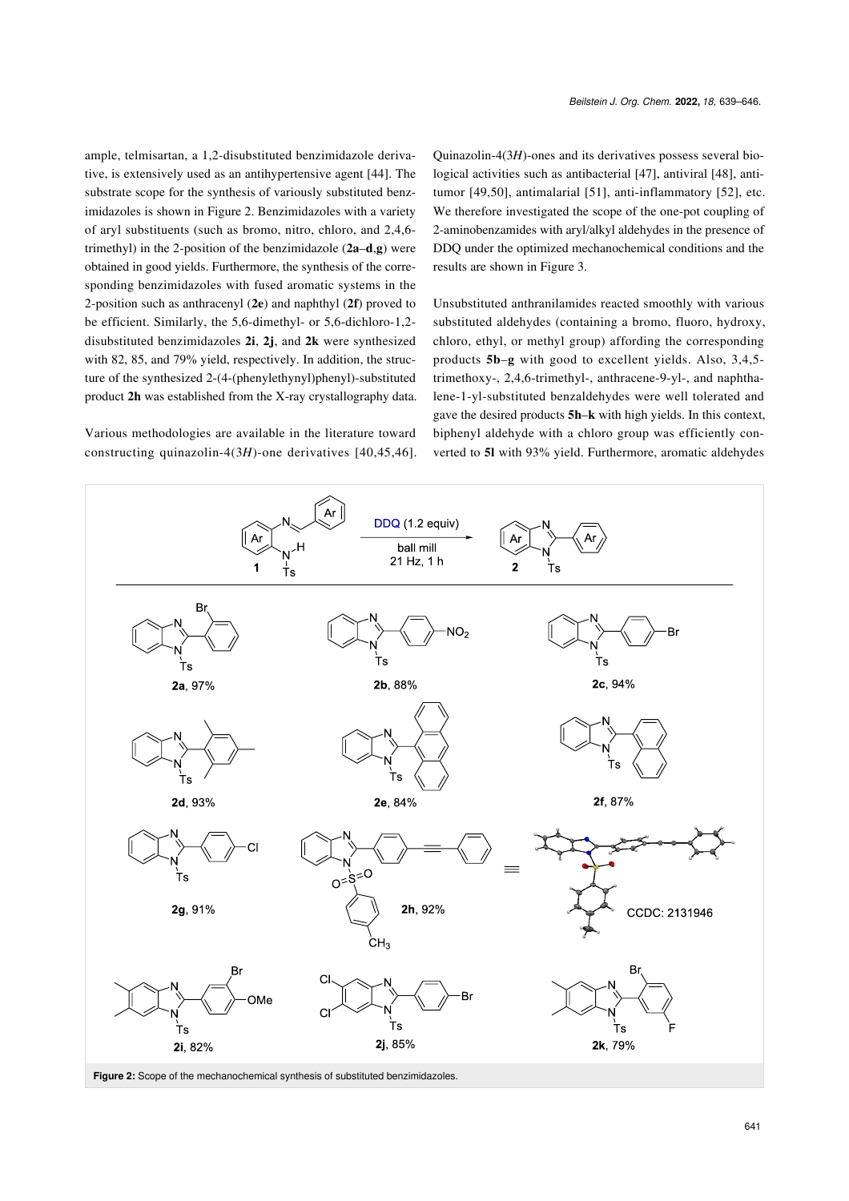ample, telmisartan, a 1,2-disubstituted benzimidazole derivative, is extensively used as an antihypertensive agent [44]. The substrate scope for the synthesis of variously substituted benzimidazoles is shown in Figure 2. Benzimidazoles with a variety of aryl substituents (such as bromo, nitro, chloro, and 2,4,6-trimethyl) in the 2-position of the benzimidazole (**2a–d**,**g**) were obtained in good yields. Furthermore, the synthesis of the corresponding benzimidazoles with fused aromatic systems in the 2-position such as anthracenyl (**2e**) and naphthyl (**2f**) proved to be efficient. Similarly, the 5,6-dimethyl- or 5,6-dichloro-1,2-disubstituted benzimidazoles **2i**, **2j**, and **2k** were synthesized with 82, 85, and 79% yield, respectively. In addition, the structure of the synthesized 2-(4-(phenylethynyl)phenyl)-substituted product **2h** was established from the X-ray crystallography data.

Various methodologies are available in the literature toward constructing quinazolin-4(3*H*)-one derivatives [40,45,46]. Quinazolin-4(3*H*)-ones and its derivatives possess several biological activities such as antibacterial [47], antiviral [48], antitumor [49,50], antimalarial [51], anti-inflammatory [52], etc. We therefore investigated the scope of the one-pot coupling of 2-aminobenzamides with aryl/alkyl aldehydes in the presence of DDQ under the optimized mechanochemical conditions and the results are shown in Figure 3.

Unsubstituted anthranilamides reacted smoothly with various substituted aldehydes (containing a bromo, fluoro, hydroxy, chloro, ethyl, or methyl group) affording the corresponding products **5b–g** with good to excellent yields. Also, 3,4,5-trimethoxy-, 2,4,6-trimethyl-, anthracene-9-yl-, and naphthalene-1-yl-substituted benzaldehydes were well tolerated and gave the desired products **5h–k** with high yields. In this context, biphenyl aldehyde with a chloro group was efficiently converted to **5l** with 93% yield. Furthermore, aromatic aldehydes

**Figure 2:** Scope of the mechanochemical synthesis of substituted benzimidazoles.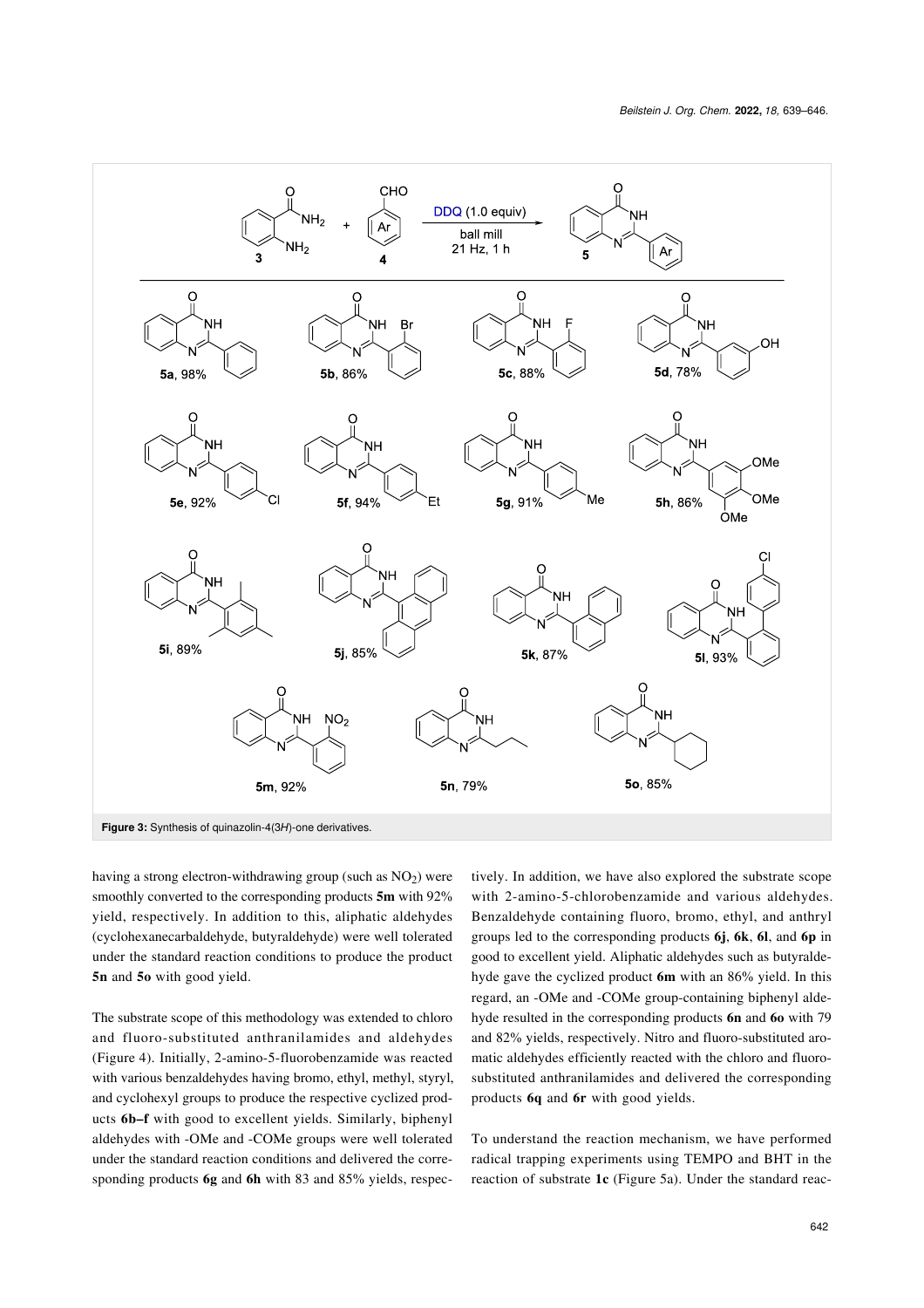Figure 3: Synthesis of quinazolin-4(3*H*)-one derivatives.

having a strong electron-withdrawing group (such as $NO_2$) were smoothly converted to the corresponding products **5m** with 92% yield, respectively. In addition to this, aliphatic aldehydes (cyclohexanecarbaldehyde, butyraldehyde) were well tolerated under the standard reaction conditions to produce the product **5n** and **5o** with good yield.

The substrate scope of this methodology was extended to chloro and fluoro-substituted anthranilamides and aldehydes (Figure 4). Initially, 2-amino-5-fluorobenzamide was reacted with various benzaldehydes having bromo, ethyl, methyl, styryl, and cyclohexyl groups to produce the respective cyclized products **6b–f** with good to excellent yields. Similarly, biphenyl aldehydes with -OMe and -COMe groups were well tolerated under the standard reaction conditions and delivered the corresponding products **6g** and **6h** with 83 and 85% yields, respectively. In addition, we have also explored the substrate scope with 2-amino-5-chlorobenzamide and various aldehydes. Benzaldehyde containing fluoro, bromo, ethyl, and anthryl groups led to the corresponding products **6j**, **6k**, **6l**, and **6p** in good to excellent yield. Aliphatic aldehydes such as butyraldehyde gave the cyclized product **6m** with an 86% yield. In this regard, an -OMe and -COMe group-containing biphenyl aldehyde resulted in the corresponding products **6n** and **6o** with 79 and 82% yields, respectively. Nitro and fluoro-substituted aromatic aldehydes efficiently reacted with the chloro and fluoro-substituted anthranilamides and delivered the corresponding products **6q** and **6r** with good yields.

To understand the reaction mechanism, we have performed radical trapping experiments using TEMPO and BHT in the reaction of substrate **1c** (Figure 5a). Under the standard reac-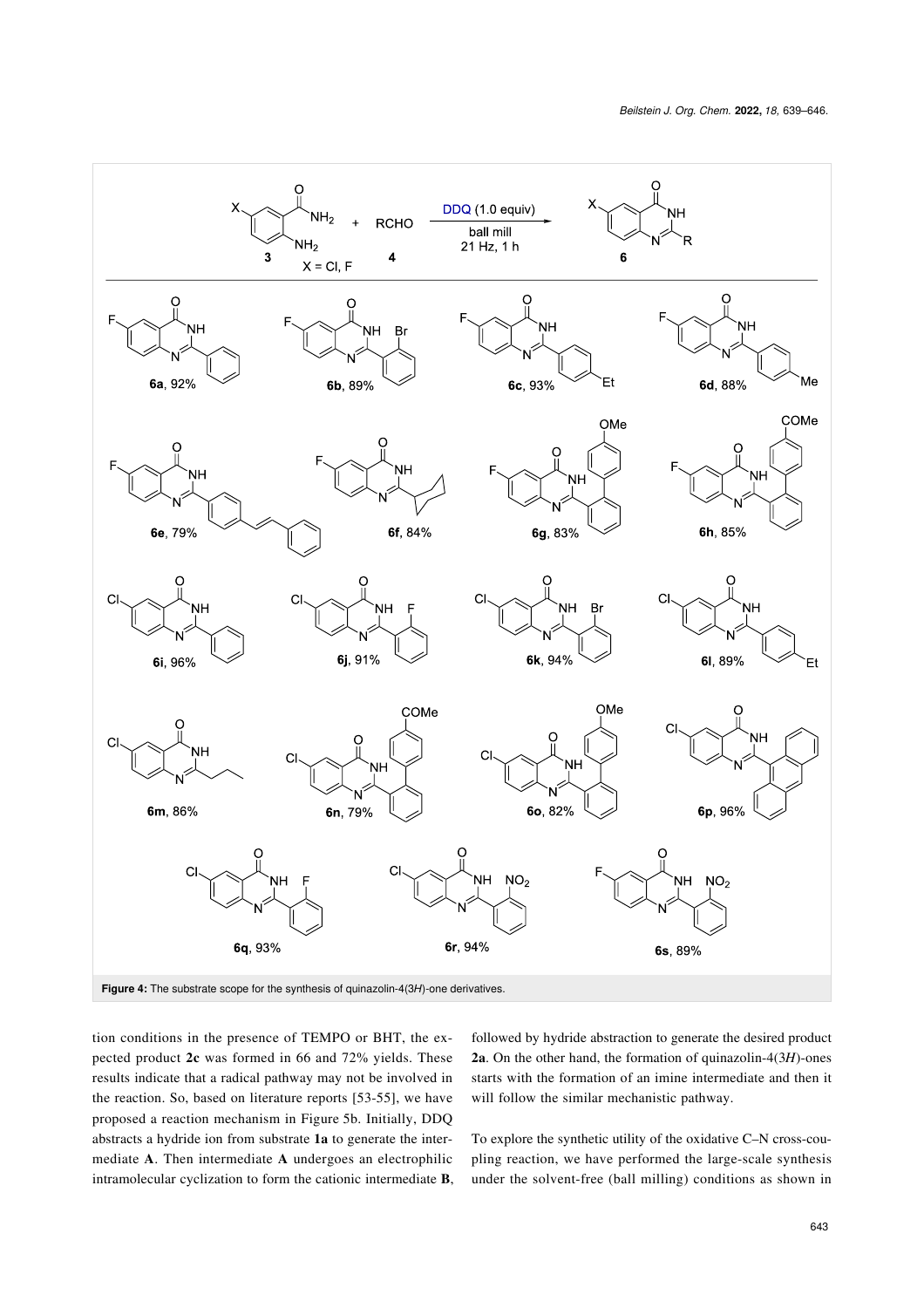Figure 4: The substrate scope for the synthesis of quinazolin-4(3*H*)-one derivatives.

tion conditions in the presence of TEMPO or BHT, the expected product **2c** was formed in 66 and 72% yields. These results indicate that a radical pathway may not be involved in the reaction. So, based on literature reports [53-55], we have proposed a reaction mechanism in Figure 5b. Initially, DDQ abstracts a hydride ion from substrate **1a** to generate the intermediate **A**. Then intermediate **A** undergoes an electrophilic intramolecular cyclization to form the cationic intermediate **B**, followed by hydride abstraction to generate the desired product **2a**. On the other hand, the formation of quinazolin-4(3*H*)-ones starts with the formation of an imine intermediate and then it will follow the similar mechanistic pathway.

To explore the synthetic utility of the oxidative C–N cross-coupling reaction, we have performed the large-scale synthesis under the solvent-free (ball milling) conditions as shown in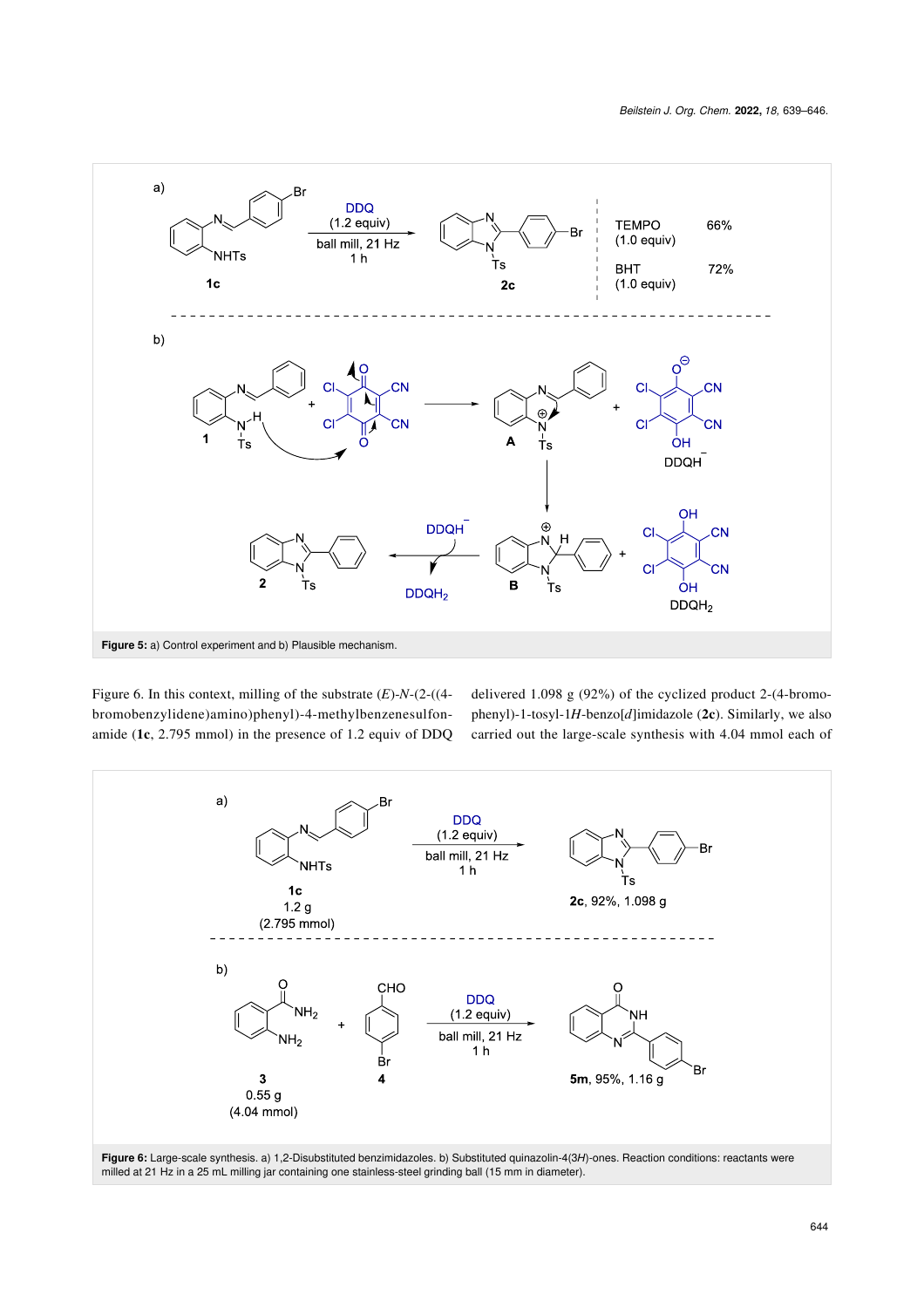Figure 5: a) Control experiment and b) Plausible mechanism.

Figure 6. In this context, milling of the substrate (*E*)-*N*-(2-((4-bromobenzylidene)amino)phenyl)-4-methylbenzenesulfonamide (**1c**, 2.795 mmol) in the presence of 1.2 equiv of DDQ delivered 1.098 g (92%) of the cyclized product 2-(4-bromophenyl)-1-tosyl-1*H*-benzo[*d*]imidazole (**2c**). Similarly, we also carried out the large-scale synthesis with 4.04 mmol each of

Figure 6: Large-scale synthesis. a) 1,2-Disubstituted benzimidazoles. b) Substituted quinazolin-4(3*H*)-ones. Reaction conditions: reactants were milled at 21 Hz in a 25 mL milling jar containing one stainless-steel grinding ball (15 mm in diameter).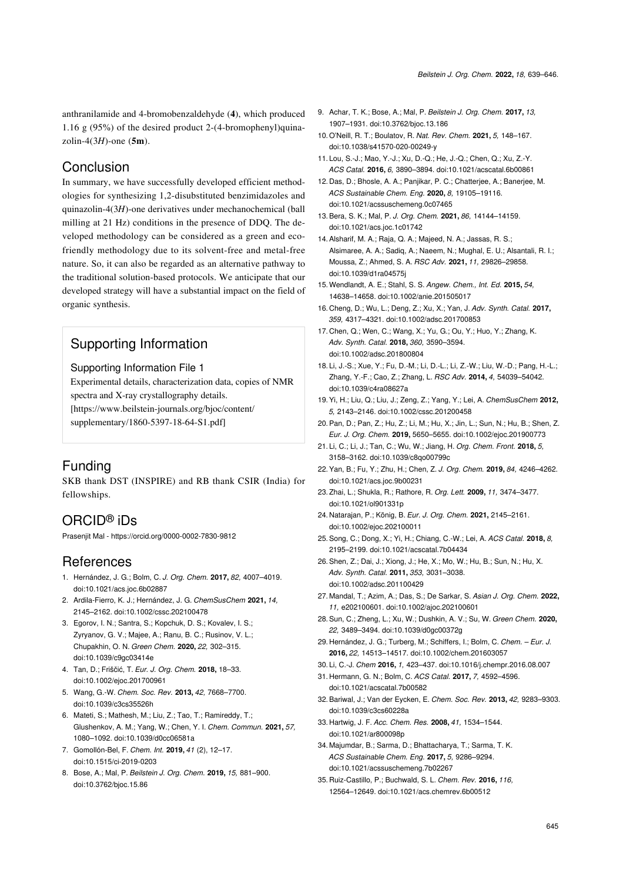anthranilamide and 4-bromobenzaldehyde (**4**), which produced 1.16 g (95%) of the desired product 2-(4-bromophenyl)quinazolin-4(3*H*)-one (**5m**).

## Conclusion

In summary, we have successfully developed efficient methodologies for synthesizing 1,2-disubstituted benzimidazoles and quinazolin-4(3*H*)-one derivatives under mechanochemical (ball milling at 21 Hz) conditions in the presence of DDQ. The developed methodology can be considered as a green and eco-friendly methodology due to its solvent-free and metal-free nature. So, it can also be regarded as an alternative pathway to the traditional solution-based protocols. We anticipate that our developed strategy will have a substantial impact on the field of organic synthesis.

## Supporting Information

### Supporting Information File 1

Experimental details, characterization data, copies of NMR spectra and X-ray crystallography details.
[https://www.beilstein-journals.org/bjoc/content/supplementary/1860-5397-18-64-S1.pdf]

## Funding

SKB thank DST (INSPIRE) and RB thank CSIR (India) for fellowships.

## ORCID® iDs

Prasenjit Mal - https://orcid.org/0000-0002-7830-9812

## References

1. Hernández, J. G.; Bolm, C. *J. Org. Chem.* **2017,** *82,* 4007–4019. doi:10.1021/acs.joc.6b02887
2. Ardila-Fierro, K. J.; Hernández, J. G. *ChemSusChem* **2021,** *14,* 2145–2162. doi:10.1002/cssc.202100478
3. Egorov, I. N.; Santra, S.; Kopchuk, D. S.; Kovalev, I. S.; Zyryanov, G. V.; Majee, A.; Ranu, B. C.; Rusinov, V. L.; Chupakhin, O. N. *Green Chem.* **2020,** *22,* 302–315. doi:10.1039/c9gc03414e
4. Tan, D.; Friščić, T. *Eur. J. Org. Chem.* **2018,** 18–33. doi:10.1002/ejoc.201700961
5. Wang, G.-W. *Chem. Soc. Rev.* **2013,** *42,* 7668–7700. doi:10.1039/c3cs35526h
6. Mateti, S.; Mathesh, M.; Liu, Z.; Tao, T.; Ramireddy, T.; Glushenkov, A. M.; Yang, W.; Chen, Y. I. *Chem. Commun.* **2021,** *57,* 1080–1092. doi:10.1039/d0cc06581a
7. Gomollón-Bel, F. *Chem. Int.* **2019,** *41* (2), 12–17. doi:10.1515/ci-2019-0203
8. Bose, A.; Mal, P. *Beilstein J. Org. Chem.* **2019,** *15,* 881–900. doi:10.3762/bjoc.15.86
9. Achar, T. K.; Bose, A.; Mal, P. *Beilstein J. Org. Chem.* **2017,** *13,* 1907–1931. doi:10.3762/bjoc.13.186
10. O'Neill, R. T.; Boulatov, R. *Nat. Rev. Chem.* **2021,** *5,* 148–167. doi:10.1038/s41570-020-00249-y
11. Lou, S.-J.; Mao, Y.-J.; Xu, D.-Q.; He, J.-Q.; Chen, Q.; Xu, Z.-Y. *ACS Catal.* **2016,** *6,* 3890–3894. doi:10.1021/acscatal.6b00861
12. Das, D.; Bhosle, A. A.; Panjikar, P. C.; Chatterjee, A.; Banerjee, M. *ACS Sustainable Chem. Eng.* **2020,** *8,* 19105–19116. doi:10.1021/acssuschemeng.0c07465
13. Bera, S. K.; Mal, P. *J. Org. Chem.* **2021,** *86,* 14144–14159. doi:10.1021/acs.joc.1c01742
14. Alsharif, M. A.; Raja, Q. A.; Majeed, N. A.; Jassas, R. S.; Alsimaree, A. A.; Sadiq, A.; Naeem, N.; Mughal, E. U.; Alsantali, R. I.; Moussa, Z.; Ahmed, S. A. *RSC Adv.* **2021,** *11,* 29826–29858. doi:10.1039/d1ra04575j
15. Wendlandt, A. E.; Stahl, S. S. *Angew. Chem., Int. Ed.* **2015,** *54,* 14638–14658. doi:10.1002/anie.201505017
16. Cheng, D.; Wu, L.; Deng, Z.; Xu, X.; Yan, J. *Adv. Synth. Catal.* **2017,** *359,* 4317–4321. doi:10.1002/adsc.201700853
17. Chen, Q.; Wen, C.; Wang, X.; Yu, G.; Ou, Y.; Huo, Y.; Zhang, K. *Adv. Synth. Catal.* **2018,** *360,* 3590–3594. doi:10.1002/adsc.201800804
18. Li, J.-S.; Xue, Y.; Fu, D.-M.; Li, D.-L.; Li, Z.-W.; Liu, W.-D.; Pang, H.-L.; Zhang, Y.-F.; Cao, Z.; Zhang, L. *RSC Adv.* **2014,** *4,* 54039–54042. doi:10.1039/c4ra08627a
19. Yi, H.; Liu, Q.; Liu, J.; Zeng, Z.; Yang, Y.; Lei, A. *ChemSusChem* **2012,** *5,* 2143–2146. doi:10.1002/cssc.201200458
20. Pan, D.; Pan, Z.; Hu, Z.; Li, M.; Hu, X.; Jin, L.; Sun, N.; Hu, B.; Shen, Z. *Eur. J. Org. Chem.* **2019,** 5650–5655. doi:10.1002/ejoc.201900773
21. Li, C.; Li, J.; Tan, C.; Wu, W.; Jiang, H. *Org. Chem. Front.* **2018,** *5,* 3158–3162. doi:10.1039/c8qo00799c
22. Yan, B.; Fu, Y.; Zhu, H.; Chen, Z. *J. Org. Chem.* **2019,** *84,* 4246–4262. doi:10.1021/acs.joc.9b00231
23. Zhai, L.; Shukla, R.; Rathore, R. *Org. Lett.* **2009,** *11,* 3474–3477. doi:10.1021/ol901331p
24. Natarajan, P.; König, B. *Eur. J. Org. Chem.* **2021,** 2145–2161. doi:10.1002/ejoc.202100011
25. Song, C.; Dong, X.; Yi, H.; Chiang, C.-W.; Lei, A. *ACS Catal.* **2018,** *8,* 2195–2199. doi:10.1021/acscatal.7b04434
26. Shen, Z.; Dai, J.; Xiong, J.; He, X.; Mo, W.; Hu, B.; Sun, N.; Hu, X. *Adv. Synth. Catal.* **2011,** *353,* 3031–3038. doi:10.1002/adsc.201100429
27. Mandal, T.; Azim, A.; Das, S.; De Sarkar, S. *Asian J. Org. Chem.* **2022,** *11,* e202100601. doi:10.1002/ajoc.202100601
28. Sun, C.; Zheng, L.; Xu, W.; Dushkin, A. V.; Su, W. *Green Chem.* **2020,** *22,* 3489–3494. doi:10.1039/d0gc00372g
29. Hernández, J. G.; Turberg, M.; Schiffers, I.; Bolm, C. *Chem. – Eur. J.* **2016,** *22,* 14513–14517. doi:10.1002/chem.201603057
30. Li, C.-J. *Chem* **2016,** *1,* 423–437. doi:10.1016/j.chempr.2016.08.007
31. Hermann, G. N.; Bolm, C. *ACS Catal.* **2017,** *7,* 4592–4596. doi:10.1021/acscatal.7b00582
32. Bariwal, J.; Van der Eycken, E. *Chem. Soc. Rev.* **2013,** *42,* 9283–9303. doi:10.1039/c3cs60228a
33. Hartwig, J. F. *Acc. Chem. Res.* **2008,** *41,* 1534–1544. doi:10.1021/ar800098p
34. Majumdar, B.; Sarma, D.; Bhattacharya, T.; Sarma, T. K. *ACS Sustainable Chem. Eng.* **2017,** *5,* 9286–9294. doi:10.1021/acssuschemeng.7b02267
35. Ruiz-Castillo, P.; Buchwald, S. L. *Chem. Rev.* **2016,** *116,* 12564–12649. doi:10.1021/acs.chemrev.6b00512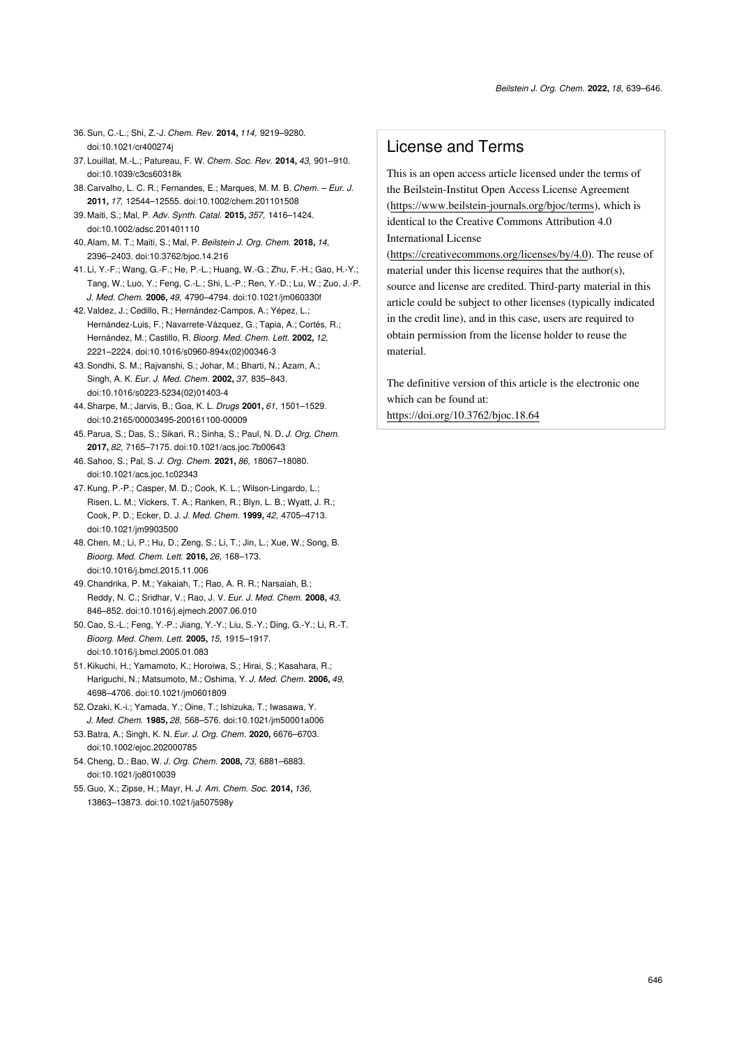36. Sun, C.-L.; Shi, Z.-J. *Chem. Rev.* **2014,** *114,* 9219–9280. doi:10.1021/cr400274j
37. Louillat, M.-L.; Patureau, F. W. *Chem. Soc. Rev.* **2014,** *43,* 901–910. doi:10.1039/c3cs60318k
38. Carvalho, L. C. R.; Fernandes, E.; Marques, M. M. B. *Chem. – Eur. J.* **2011,** *17,* 12544–12555. doi:10.1002/chem.201101508
39. Maiti, S.; Mal, P. *Adv. Synth. Catal.* **2015,** *357,* 1416–1424. doi:10.1002/adsc.201401110
40. Alam, M. T.; Maiti, S.; Mal, P. *Beilstein J. Org. Chem.* **2018,** *14,* 2396–2403. doi:10.3762/bjoc.14.216
41. Li, Y.-F.; Wang, G.-F.; He, P.-L.; Huang, W.-G.; Zhu, F.-H.; Gao, H.-Y.; Tang, W.; Luo, Y.; Feng, C.-L.; Shi, L.-P.; Ren, Y.-D.; Lu, W.; Zuo, J.-P. *J. Med. Chem.* **2006,** *49,* 4790–4794. doi:10.1021/jm060330f
42. Valdez, J.; Cedillo, R.; Hernández-Campos, A.; Yépez, L.; Hernández-Luis, F.; Navarrete-Vázquez, G.; Tapia, A.; Cortés, R.; Hernández, M.; Castillo, R. *Bioorg. Med. Chem. Lett.* **2002,** *12,* 2221–2224. doi:10.1016/s0960-894x(02)00346-3
43. Sondhi, S. M.; Rajvanshi, S.; Johar, M.; Bharti, N.; Azam, A.; Singh, A. K. *Eur. J. Med. Chem.* **2002,** *37,* 835–843. doi:10.1016/s0223-5234(02)01403-4
44. Sharpe, M.; Jarvis, B.; Goa, K. L. *Drugs* **2001,** *61,* 1501–1529. doi:10.2165/00003495-200161100-00009
45. Parua, S.; Das, S.; Sikari, R.; Sinha, S.; Paul, N. D. *J. Org. Chem.* **2017,** *82,* 7165–7175. doi:10.1021/acs.joc.7b00643
46. Sahoo, S.; Pal, S. *J. Org. Chem.* **2021,** *86,* 18067–18080. doi:10.1021/acs.joc.1c02343
47. Kung, P.-P.; Casper, M. D.; Cook, K. L.; Wilson-Lingardo, L.; Risen, L. M.; Vickers, T. A.; Ranken, R.; Blyn, L. B.; Wyatt, J. R.; Cook, P. D.; Ecker, D. J. *J. Med. Chem.* **1999,** *42,* 4705–4713. doi:10.1021/jm9903500
48. Chen, M.; Li, P.; Hu, D.; Zeng, S.; Li, T.; Jin, L.; Xue, W.; Song, B. *Bioorg. Med. Chem. Lett.* **2016,** *26,* 168–173. doi:10.1016/j.bmcl.2015.11.006
49. Chandrika, P. M.; Yakaiah, T.; Rao, A. R. R.; Narsaiah, B.; Reddy, N. C.; Sridhar, V.; Rao, J. V. *Eur. J. Med. Chem.* **2008,** *43,* 846–852. doi:10.1016/j.ejmech.2007.06.010
50. Cao, S.-L.; Feng, Y.-P.; Jiang, Y.-Y.; Liu, S.-Y.; Ding, G.-Y.; Li, R.-T. *Bioorg. Med. Chem. Lett.* **2005,** *15,* 1915–1917. doi:10.1016/j.bmcl.2005.01.083
51. Kikuchi, H.; Yamamoto, K.; Horoiwa, S.; Hirai, S.; Kasahara, R.; Hariguchi, N.; Matsumoto, M.; Oshima, Y. *J. Med. Chem.* **2006,** *49,* 4698–4706. doi:10.1021/jm0601809
52. Ozaki, K.-i.; Yamada, Y.; Oine, T.; Ishizuka, T.; Iwasawa, Y. *J. Med. Chem.* **1985,** *28,* 568–576. doi:10.1021/jm50001a006
53. Batra, A.; Singh, K. N. *Eur. J. Org. Chem.* **2020,** 6676–6703. doi:10.1002/ejoc.202000785
54. Cheng, D.; Bao, W. *J. Org. Chem.* **2008,** *73,* 6881–6883. doi:10.1021/jo8010039
55. Guo, X.; Zipse, H.; Mayr, H. *J. Am. Chem. Soc.* **2014,** *136,* 13863–13873. doi:10.1021/ja507598y

## License and Terms

This is an open access article licensed under the terms of the Beilstein-Institut Open Access License Agreement (https://www.beilstein-journals.org/bjoc/terms), which is identical to the Creative Commons Attribution 4.0 International License (https://creativecommons.org/licenses/by/4.0). The reuse of material under this license requires that the author(s), source and license are credited. Third-party material in this article could be subject to other licenses (typically indicated in the credit line), and in this case, users are required to obtain permission from the license holder to reuse the material.

The definitive version of this article is the electronic one which can be found at:
https://doi.org/10.3762/bjoc.18.64